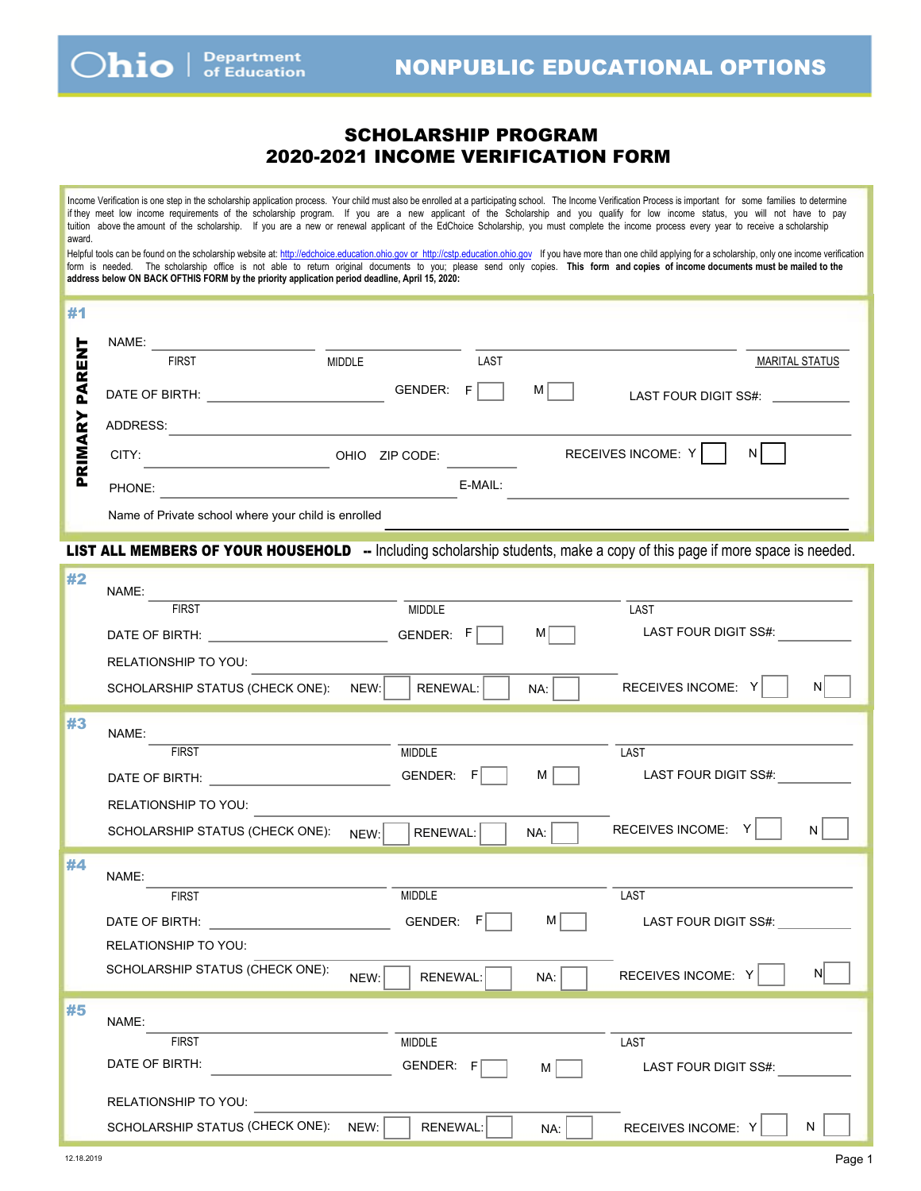Ohio | Department of Education

# NONPUBLIC EDUCATIONAL OPTIONS

## SCHOLARSHIP PROGRAM
## 2020-2021 INCOME VERIFICATION FORM

Income Verification is one step in the scholarship application process. Your child must also be enrolled at a participating school. The Income Verification Process is important for some families to determine if they meet low income requirements of the scholarship program. If you are a new applicant of the Scholarship and you qualify for low income status, you will not have to pay tuition above the amount of the scholarship. If you are a new or renewal applicant of the EdChoice Scholarship, you must complete the income process every year to receive a scholarship award.

Helpful tools can be found on the scholarship website at: http://edchoice.education.ohio.gov or http://cstp.education.ohio.gov If you have more than one child applying for a scholarship, only one income verification form is needed. The scholarship office is not able to return original documents to you; please send only copies. **This form and copies of income documents must be mailed to the address below ON BACK OFTHIS FORM by the priority application period deadline, April 15, 2020:**

### #1 PRIMARY PARENT

NAME: ______________ FIRST ______________ MIDDLE ______________ LAST ______________ MARITAL STATUS

DATE OF BIRTH: ______________ GENDER: F ☐ M ☐ LAST FOUR DIGIT SS#: ______________

ADDRESS: ______________________________

CITY: ______________ OHIO ZIP CODE: ______________ RECEIVES INCOME: Y ☐ N ☐

PHONE: ______________ E-MAIL: ______________

Name of Private school where your child is enrolled ______________

**LIST ALL MEMBERS OF YOUR HOUSEHOLD** -- Including scholarship students, make a copy of this page if more space is needed.

### #2

NAME: ______________ FIRST ______________ MIDDLE ______________ LAST

DATE OF BIRTH: ______________ GENDER: F ☐ M ☐ LAST FOUR DIGIT SS#: ______________

RELATIONSHIP TO YOU: ______________

SCHOLARSHIP STATUS (CHECK ONE): NEW: ☐ RENEWAL: ☐ NA: ☐ RECEIVES INCOME: Y ☐ N ☐

### #3

NAME: ______________ FIRST ______________ MIDDLE ______________ LAST

DATE OF BIRTH: ______________ GENDER: F ☐ M ☐ LAST FOUR DIGIT SS#: ______________

RELATIONSHIP TO YOU: ______________

SCHOLARSHIP STATUS (CHECK ONE): NEW: ☐ RENEWAL: ☐ NA: ☐ RECEIVES INCOME: Y ☐ N ☐

### #4

NAME: ______________ FIRST ______________ MIDDLE ______________ LAST

DATE OF BIRTH: ______________ GENDER: F ☐ M ☐ LAST FOUR DIGIT SS#: ______________

RELATIONSHIP TO YOU: ______________

SCHOLARSHIP STATUS (CHECK ONE): NEW: ☐ RENEWAL: ☐ NA: ☐ RECEIVES INCOME: Y ☐ N ☐

### #5

NAME: ______________ FIRST ______________ MIDDLE ______________ LAST

DATE OF BIRTH: ______________ GENDER: F ☐ M ☐ LAST FOUR DIGIT SS#: ______________

RELATIONSHIP TO YOU: ______________

SCHOLARSHIP STATUS (CHECK ONE): NEW: ☐ RENEWAL: ☐ NA: ☐ RECEIVES INCOME: Y ☐ N ☐

12.18.2019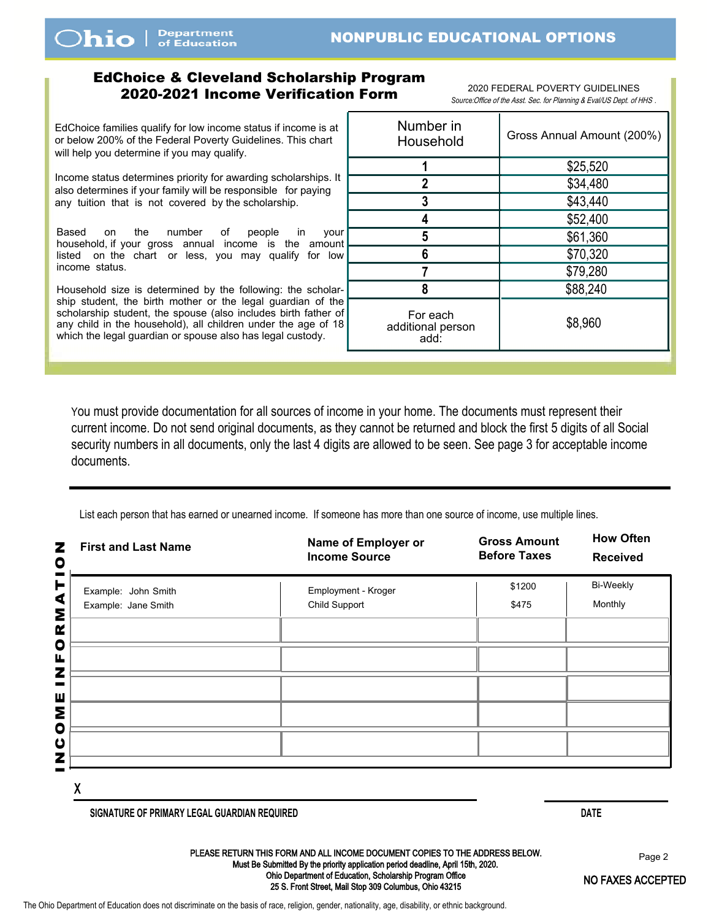Ohio | Department of Education

NONPUBLIC EDUCATIONAL OPTIONS

## EdChoice & Cleveland Scholarship Program
## 2020-2021 Income Verification Form

EdChoice families qualify for low income status if income is at or below 200% of the Federal Poverty Guidelines. This chart will help you determine if you may qualify.

Income status determines priority for awarding scholarships. It also determines if your family will be responsible for paying any tuition that is not covered by the scholarship.

Based on the number of people in your household, if your gross annual income is the amount listed on the chart or less, you may qualify for low income status.

Household size is determined by the following: the scholarship student, the birth mother or the legal guardian of the scholarship student, the spouse (also includes birth father of any child in the household), all children under the age of 18 which the legal guardian or spouse also has legal custody.

2020 FEDERAL POVERTY GUIDELINES

*Source:Office of the Asst. Sec. for Planning & Eval/US Dept. of HHS .*

| Number in Household | Gross Annual Amount (200%) |
|---|---|
| 1 | $25,520 |
| 2 | $34,480 |
| 3 | $43,440 |
| 4 | $52,400 |
| 5 | $61,360 |
| 6 | $70,320 |
| 7 | $79,280 |
| 8 | $88,240 |
| For each additional person add: | $8,960 |

You must provide documentation for all sources of income in your home. The documents must represent their current income. Do not send original documents, as they cannot be returned and block the first 5 digits of all Social security numbers in all documents, only the last 4 digits are allowed to be seen. See page 3 for acceptable income documents.

### INCOME INFORMATION

List each person that has earned or unearned income. If someone has more than one source of income, use multiple lines.

| First and Last Name | Name of Employer or Income Source | Gross Amount Before Taxes | How Often Received |
|---|---|---|---|
| Example: John Smith<br>Example: Jane Smith | Employment - Kroger<br>Child Support | $1200<br>$475 | Bi-Weekly<br>Monthly |
| | | | |
| | | | |
| | | | |
| | | | |
| | | | |

X ______________________________

SIGNATURE OF PRIMARY LEGAL GUARDIAN REQUIRED

DATE ______________

PLEASE RETURN THIS FORM AND ALL INCOME DOCUMENT COPIES TO THE ADDRESS BELOW.
Must Be Submitted By the priority application period deadline, April 15th, 2020.
Ohio Department of Education, Scholarship Program Office
25 S. Front Street, Mail Stop 309 Columbus, Ohio 43215

NO FAXES ACCEPTED

The Ohio Department of Education does not discriminate on the basis of race, religion, gender, nationality, age, disability, or ethnic background.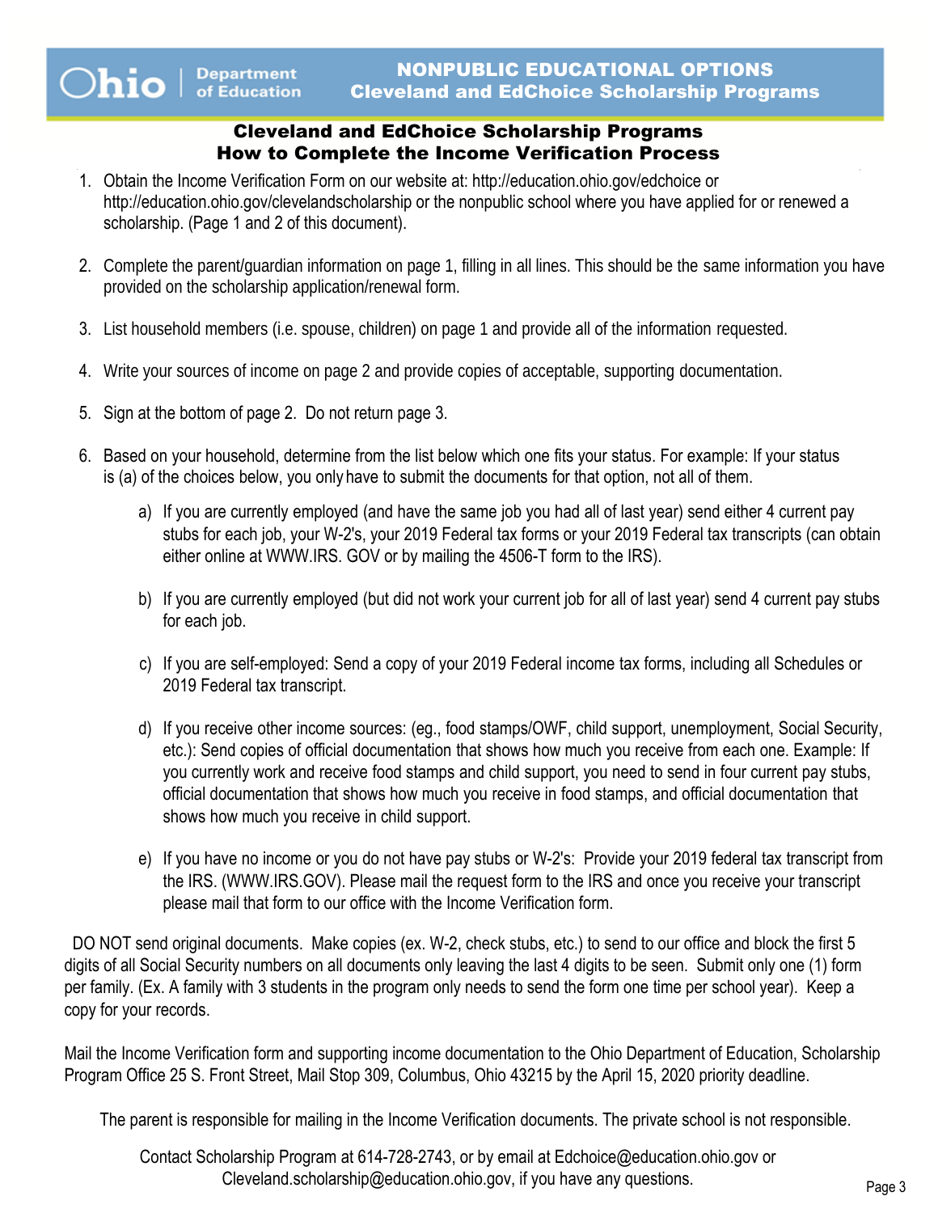# Cleveland and EdChoice Scholarship Programs
## How to Complete the Income Verification Process

1. Obtain the Income Verification Form on our website at: http://education.ohio.gov/edchoice or http://education.ohio.gov/clevelandscholarship or the nonpublic school where you have applied for or renewed a scholarship. (Page 1 and 2 of this document).

2. Complete the parent/guardian information on page 1, filling in all lines. This should be the same information you have provided on the scholarship application/renewal form.

3. List household members (i.e. spouse, children) on page 1 and provide all of the information requested.

4. Write your sources of income on page 2 and provide copies of acceptable, supporting documentation.

5. Sign at the bottom of page 2. Do not return page 3.

6. Based on your household, determine from the list below which one fits your status. For example: If your status is (a) of the choices below, you only have to submit the documents for that option, not all of them.

   a) If you are currently employed (and have the same job you had all of last year) send either 4 current pay stubs for each job, your W-2's, your 2019 Federal tax forms or your 2019 Federal tax transcripts (can obtain either online at WWW.IRS. GOV or by mailing the 4506-T form to the IRS).

   b) If you are currently employed (but did not work your current job for all of last year) send 4 current pay stubs for each job.

   c) If you are self-employed: Send a copy of your 2019 Federal income tax forms, including all Schedules or 2019 Federal tax transcript.

   d) If you receive other income sources: (eg., food stamps/OWF, child support, unemployment, Social Security, etc.): Send copies of official documentation that shows how much you receive from each one. Example: If you currently work and receive food stamps and child support, you need to send in four current pay stubs, official documentation that shows how much you receive in food stamps, and official documentation that shows how much you receive in child support.

   e) If you have no income or you do not have pay stubs or W-2's: Provide your 2019 federal tax transcript from the IRS. (WWW.IRS.GOV). Please mail the request form to the IRS and once you receive your transcript please mail that form to our office with the Income Verification form.

DO NOT send original documents. Make copies (ex. W-2, check stubs, etc.) to send to our office and block the first 5 digits of all Social Security numbers on all documents only leaving the last 4 digits to be seen. Submit only one (1) form per family. (Ex. A family with 3 students in the program only needs to send the form one time per school year). Keep a copy for your records.

Mail the Income Verification form and supporting income documentation to the Ohio Department of Education, Scholarship Program Office 25 S. Front Street, Mail Stop 309, Columbus, Ohio 43215 by the April 15, 2020 priority deadline.

The parent is responsible for mailing in the Income Verification documents. The private school is not responsible.

Contact Scholarship Program at 614-728-2743, or by email at Edchoice@education.ohio.gov or Cleveland.scholarship@education.ohio.gov, if you have any questions.